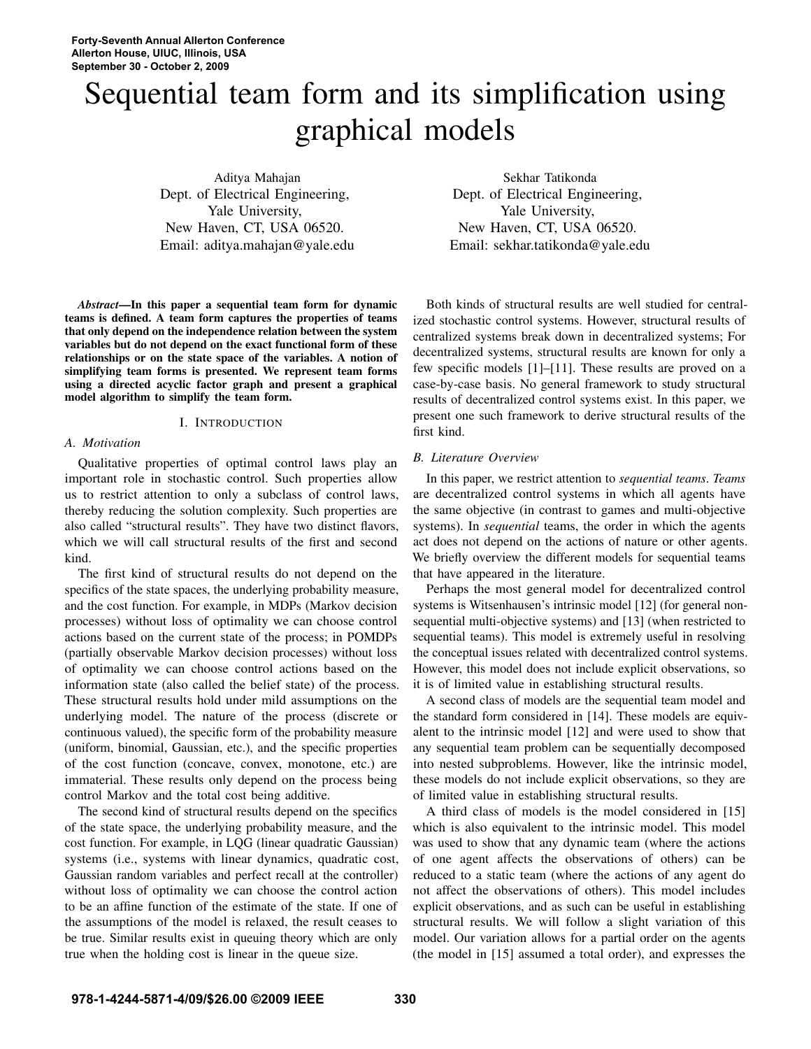# Sequential team form and its simplification using graphical models

Aditya Mahajan
Dept. of Electrical Engineering,
Yale University,
New Haven, CT, USA 06520.
Email: aditya.mahajan@yale.edu

Sekhar Tatikonda
Dept. of Electrical Engineering,
Yale University,
New Haven, CT, USA 06520.
Email: sekhar.tatikonda@yale.edu

***Abstract*—In this paper a sequential team form for dynamic teams is defined. A team form captures the properties of teams that only depend on the independence relation between the system variables but do not depend on the exact functional form of these relationships or on the state space of the variables. A notion of simplifying team forms is presented. We represent team forms using a directed acyclic factor graph and present a graphical model algorithm to simplify the team form.**

## I. Introduction

### A. Motivation

Qualitative properties of optimal control laws play an important role in stochastic control. Such properties allow us to restrict attention to only a subclass of control laws, thereby reducing the solution complexity. Such properties are also called "structural results". They have two distinct flavors, which we will call structural results of the first and second kind.

The first kind of structural results do not depend on the specifics of the state spaces, the underlying probability measure, and the cost function. For example, in MDPs (Markov decision processes) without loss of optimality we can choose control actions based on the current state of the process; in POMDPs (partially observable Markov decision processes) without loss of optimality we can choose control actions based on the information state (also called the belief state) of the process. These structural results hold under mild assumptions on the underlying model. The nature of the process (discrete or continuous valued), the specific form of the probability measure (uniform, binomial, Gaussian, etc.), and the specific properties of the cost function (concave, convex, monotone, etc.) are immaterial. These results only depend on the process being control Markov and the total cost being additive.

The second kind of structural results depend on the specifics of the state space, the underlying probability measure, and the cost function. For example, in LQG (linear quadratic Gaussian) systems (i.e., systems with linear dynamics, quadratic cost, Gaussian random variables and perfect recall at the controller) without loss of optimality we can choose the control action to be an affine function of the estimate of the state. If one of the assumptions of the model is relaxed, the result ceases to be true. Similar results exist in queuing theory which are only true when the holding cost is linear in the queue size.

Both kinds of structural results are well studied for centralized stochastic control systems. However, structural results of centralized systems break down in decentralized systems; For decentralized systems, structural results are known for only a few specific models [1]–[11]. These results are proved on a case-by-case basis. No general framework to study structural results of decentralized control systems exist. In this paper, we present one such framework to derive structural results of the first kind.

### B. Literature Overview

In this paper, we restrict attention to *sequential teams*. *Teams* are decentralized control systems in which all agents have the same objective (in contrast to games and multi-objective systems). In *sequential* teams, the order in which the agents act does not depend on the actions of nature or other agents. We briefly overview the different models for sequential teams that have appeared in the literature.

Perhaps the most general model for decentralized control systems is Witsenhausen's intrinsic model [12] (for general non-sequential multi-objective systems) and [13] (when restricted to sequential teams). This model is extremely useful in resolving the conceptual issues related with decentralized control systems. However, this model does not include explicit observations, so it is of limited value in establishing structural results.

A second class of models are the sequential team model and the standard form considered in [14]. These models are equivalent to the intrinsic model [12] and were used to show that any sequential team problem can be sequentially decomposed into nested subproblems. However, like the intrinsic model, these models do not include explicit observations, so they are of limited value in establishing structural results.

A third class of models is the model considered in [15] which is also equivalent to the intrinsic model. This model was used to show that any dynamic team (where the actions of one agent affects the observations of others) can be reduced to a static team (where the actions of any agent do not affect the observations of others). This model includes explicit observations, and as such can be useful in establishing structural results. We will follow a slight variation of this model. Our variation allows for a partial order on the agents (the model in [15] assumed a total order), and expresses the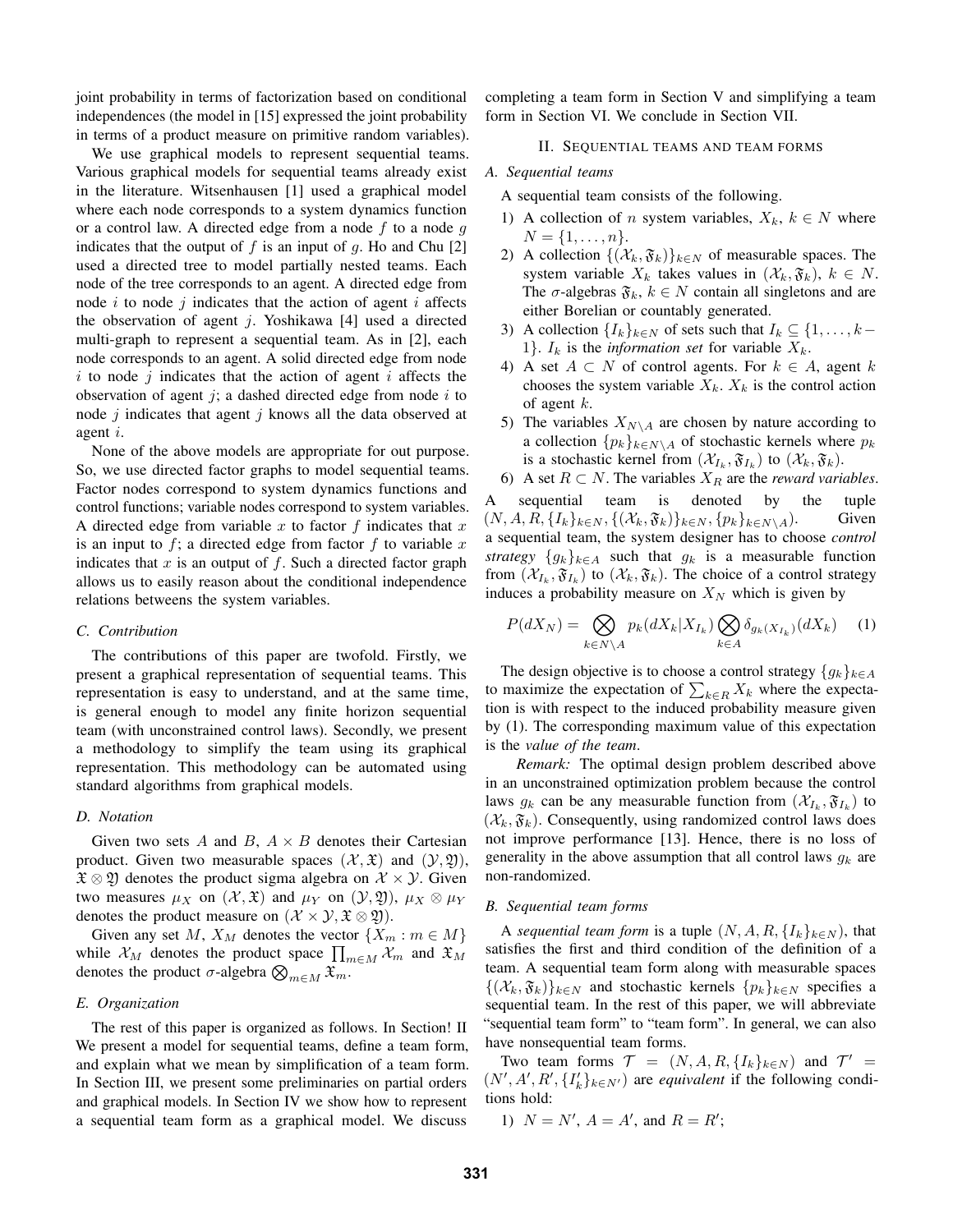joint probability in terms of factorization based on conditional independences (the model in [15] expressed the joint probability in terms of a product measure on primitive random variables).

We use graphical models to represent sequential teams. Various graphical models for sequential teams already exist in the literature. Witsenhausen [1] used a graphical model where each node corresponds to a system dynamics function or a control law. A directed edge from a node $f$ to a node $g$ indicates that the output of $f$ is an input of $g$. Ho and Chu [2] used a directed tree to model partially nested teams. Each node of the tree corresponds to an agent. A directed edge from node $i$ to node $j$ indicates that the action of agent $i$ affects the observation of agent $j$. Yoshikawa [4] used a directed multi-graph to represent a sequential team. As in [2], each node corresponds to an agent. A solid directed edge from node $i$ to node $j$ indicates that the action of agent $i$ affects the observation of agent $j$; a dashed directed edge from node $i$ to node $j$ indicates that agent $j$ knows all the data observed at agent $i$.

None of the above models are appropriate for out purpose. So, we use directed factor graphs to model sequential teams. Factor nodes correspond to system dynamics functions and control functions; variable nodes correspond to system variables. A directed edge from variable $x$ to factor $f$ indicates that $x$ is an input to $f$; a directed edge from factor $f$ to variable $x$ indicates that $x$ is an output of $f$. Such a directed factor graph allows us to easily reason about the conditional independence relations betweens the system variables.

### C. Contribution

The contributions of this paper are twofold. Firstly, we present a graphical representation of sequential teams. This representation is easy to understand, and at the same time, is general enough to model any finite horizon sequential team (with unconstrained control laws). Secondly, we present a methodology to simplify the team using its graphical representation. This methodology can be automated using standard algorithms from graphical models.

### D. Notation

Given two sets $A$ and $B$, $A \times B$ denotes their Cartesian product. Given two measurable spaces $(\mathcal{X}, \mathfrak{X})$ and $(\mathcal{Y}, \mathfrak{Y})$, $\mathfrak{X} \otimes \mathfrak{Y}$ denotes the product sigma algebra on $\mathcal{X} \times \mathcal{Y}$. Given two measures $\mu_X$ on $(\mathcal{X}, \mathfrak{X})$ and $\mu_Y$ on $(\mathcal{Y}, \mathfrak{Y})$, $\mu_X \otimes \mu_Y$ denotes the product measure on $(\mathcal{X} \times \mathcal{Y}, \mathfrak{X} \otimes \mathfrak{Y})$.

Given any set $M$, $X_M$ denotes the vector $\{X_m : m \in M\}$ while $\mathcal{X}_M$ denotes the product space $\prod_{m \in M} \mathcal{X}_m$ and $\mathfrak{X}_M$ denotes the product $\sigma$-algebra $\bigotimes_{m \in M} \mathfrak{X}_m$.

### E. Organization

The rest of this paper is organized as follows. In Section! II We present a model for sequential teams, define a team form, and explain what we mean by simplification of a team form. In Section III, we present some preliminaries on partial orders and graphical models. In Section IV we show how to represent a sequential team form as a graphical model. We discuss completing a team form in Section V and simplifying a team form in Section VI. We conclude in Section VII.

## II. Sequential teams and team forms

### A. Sequential teams

A sequential team consists of the following.

1) A collection of $n$ system variables, $X_k$, $k \in N$ where $N = \{1, \dots, n\}$.
2) A collection $\{(\mathcal{X}_k, \mathfrak{F}_k)\}_{k \in N}$ of measurable spaces. The system variable $X_k$ takes values in $(\mathcal{X}_k, \mathfrak{F}_k)$, $k \in N$. The $\sigma$-algebras $\mathfrak{F}_k$, $k \in N$ contain all singletons and are either Borelian or countably generated.
3) A collection $\{I_k\}_{k \in N}$ of sets such that $I_k \subseteq \{1, \dots, k-1\}$. $I_k$ is the *information set* for variable $X_k$.
4) A set $A \subset N$ of control agents. For $k \in A$, agent $k$ chooses the system variable $X_k$. $X_k$ is the control action of agent $k$.
5) The variables $X_{N \setminus A}$ are chosen by nature according to a collection $\{p_k\}_{k \in N \setminus A}$ of stochastic kernels where $p_k$ is a stochastic kernel from $(\mathcal{X}_{I_k}, \mathfrak{F}_{I_k})$ to $(\mathcal{X}_k, \mathfrak{F}_k)$.
6) A set $R \subset N$. The variables $X_R$ are the *reward variables*.

A sequential team is denoted by the tuple $(N, A, R, \{I_k\}_{k \in N}, \{(\mathcal{X}_k, \mathfrak{F}_k)\}_{k \in N}, \{p_k\}_{k \in N \setminus A})$. Given a sequential team, the system designer has to choose *control strategy* $\{g_k\}_{k \in A}$ such that $g_k$ is a measurable function from $(\mathcal{X}_{I_k}, \mathfrak{F}_{I_k})$ to $(\mathcal{X}_k, \mathfrak{F}_k)$. The choice of a control strategy induces a probability measure on $X_N$ which is given by

$$P(dX_N) = \bigotimes_{k \in N \setminus A} p_k(dX_k | X_{I_k}) \bigotimes_{k \in A} \delta_{g_k(X_{I_k})}(dX_k) \quad (1)$$

The design objective is to choose a control strategy $\{g_k\}_{k \in A}$ to maximize the expectation of $\sum_{k \in R} X_k$ where the expectation is with respect to the induced probability measure given by (1). The corresponding maximum value of this expectation is the *value of the team*.

*Remark:* The optimal design problem described above in an unconstrained optimization problem because the control laws $g_k$ can be any measurable function from $(\mathcal{X}_{I_k}, \mathfrak{F}_{I_k})$ to $(\mathcal{X}_k, \mathfrak{F}_k)$. Consequently, using randomized control laws does not improve performance [13]. Hence, there is no loss of generality in the above assumption that all control laws $g_k$ are non-randomized.

### B. Sequential team forms

A *sequential team form* is a tuple $(N, A, R, \{I_k\}_{k \in N})$, that satisfies the first and third condition of the definition of a team. A sequential team form along with measurable spaces $\{(\mathcal{X}_k, \mathfrak{F}_k)\}_{k \in N}$ and stochastic kernels $\{p_k\}_{k \in N}$ specifies a sequential team. In the rest of this paper, we will abbreviate "sequential team form" to "team form". In general, we can also have nonsequential team forms.

Two team forms $\mathcal{T} = (N, A, R, \{I_k\}_{k \in N})$ and $\mathcal{T}' = (N', A', R', \{I'_k\}_{k \in N'})$ are *equivalent* if the following conditions hold:

1) $N = N'$, $A = A'$, and $R = R'$;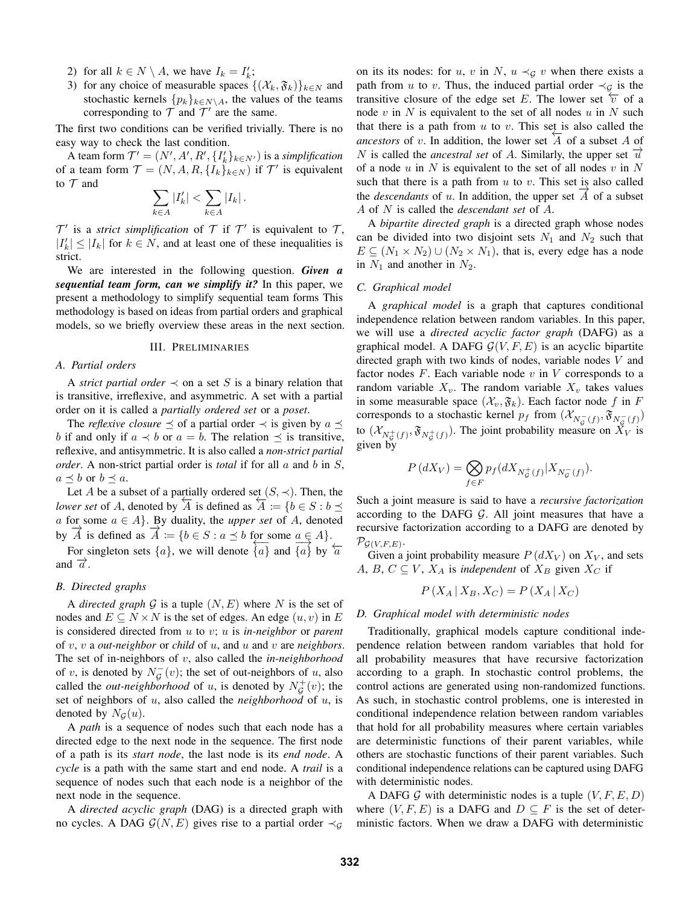2) for all $k \in N \setminus A$, we have $I_k = I'_k$;
3) for any choice of measurable spaces $\{(\mathcal{X}_k, \mathfrak{F}_k)\}_{k \in N}$ and stochastic kernels $\{p_k\}_{k \in N \setminus A}$, the values of the teams corresponding to $\mathcal{T}$ and $\mathcal{T}'$ are the same.

The first two conditions can be verified trivially. There is no easy way to check the last condition.

A team form $\mathcal{T}' = (N', A', R', \{I'_k\}_{k \in N'})$ is a *simplification* of a team form $\mathcal{T} = (N, A, R, \{I_k\}_{k \in N})$ if $\mathcal{T}'$ is equivalent to $\mathcal{T}$ and

$$\sum_{k \in A} |I'_k| < \sum_{k \in A} |I_k| \,.$$

$\mathcal{T}'$ is a *strict simplification* of $\mathcal{T}$ if $\mathcal{T}'$ is equivalent to $\mathcal{T}$, $|I'_k| \le |I_k|$ for $k \in N$, and at least one of these inequalities is strict.

We are interested in the following question. ***Given a sequential team form, can we simplify it?*** In this paper, we present a methodology to simplify sequential team forms This methodology is based on ideas from partial orders and graphical models, so we briefly overview these areas in the next section.

## III. Preliminaries

### A. Partial orders

A *strict partial order* $\prec$ on a set $S$ is a binary relation that is transitive, irreflexive, and asymmetric. A set with a partial order on it is called a *partially ordered set* or a *poset*.

The *reflexive closure* $\preceq$ of a partial order $\prec$ is given by $a \preceq b$ if and only if $a \prec b$ or $a = b$. The relation $\preceq$ is transitive, reflexive, and antisymmetric. It is also called a *non-strict partial order*. A non-strict partial order is *total* if for all $a$ and $b$ in $S$, $a \preceq b$ or $b \preceq a$.

Let $A$ be a subset of a partially ordered set $(S, \prec)$. Then, the *lower set* of $A$, denoted by $\overleftarrow{A}$ is defined as $\overleftarrow{A} \coloneqq \{b \in S : b \preceq a \text{ for some } a \in A\}$. By duality, the *upper set* of $A$, denoted by $\overrightarrow{A}$ is defined as $\overrightarrow{A} \coloneqq \{b \in S : a \preceq b \text{ for some } a \in A\}$.

For singleton sets $\{a\}$, we will denote $\overleftarrow{\{a\}}$ and $\overrightarrow{\{a\}}$ by $\overleftarrow{a}$ and $\overrightarrow{a}$.

### B. Directed graphs

A *directed graph* $\mathcal{G}$ is a tuple $(N, E)$ where $N$ is the set of nodes and $E \subseteq N \times N$ is the set of edges. An edge $(u, v)$ in $E$ is considered directed from $u$ to $v$; $u$ is *in-neighbor* or *parent* of $v$, $v$ a *out-neighbor* or *child* of $u$, and $u$ and $v$ are *neighbors*. The set of in-neighbors of $v$, also called the *in-neighborhood* of $v$, is denoted by $N^-_{\mathcal{G}}(v)$; the set of out-neighbors of $u$, also called the *out-neighborhood* of $u$, is denoted by $N^+_{\mathcal{G}}(v)$; the set of neighbors of $u$, also called the *neighborhood* of $u$, is denoted by $N_{\mathcal{G}}(u)$.

A *path* is a sequence of nodes such that each node has a directed edge to the next node in the sequence. The first node of a path is its *start node*, the last node is its *end node*. A *cycle* is a path with the same start and end node. A *trail* is a sequence of nodes such that each node is a neighbor of the next node in the sequence.

A *directed acyclic graph* (DAG) is a directed graph with no cycles. A DAG $\mathcal{G}(N, E)$ gives rise to a partial order $\prec_{\mathcal{G}}$ on its its nodes: for $u$, $v$ in $N$, $u \prec_{\mathcal{G}} v$ when there exists a path from $u$ to $v$. Thus, the induced partial order $\prec_{\mathcal{G}}$ is the transitive closure of the edge set $E$. The lower set $\overleftarrow{v}$ of a node $v$ in $N$ is equivalent to the set of all nodes $u$ in $N$ such that there is a path from $u$ to $v$. This set is also called the *ancestors* of $v$. In addition, the lower set $\overleftarrow{A}$ of a subset $A$ of $N$ is called the *ancestral set* of $A$. Similarly, the upper set $\overrightarrow{u}$ of a node $u$ in $N$ is equivalent to the set of all nodes $v$ in $N$ such that there is a path from $u$ to $v$. This set is also called the *descendants* of $u$. In addition, the upper set $\overrightarrow{A}$ of a subset $A$ of $N$ is called the *descendant set* of $A$.

A *bipartite directed graph* is a directed graph whose nodes can be divided into two disjoint sets $N_1$ and $N_2$ such that $E \subseteq (N_1 \times N_2) \cup (N_2 \times N_1)$, that is, every edge has a node in $N_1$ and another in $N_2$.

### C. Graphical model

A *graphical model* is a graph that captures conditional independence relation between random variables. In this paper, we will use a *directed acyclic factor graph* (DAFG) as a graphical model. A DAFG $\mathcal{G}(V, F, E)$ is an acyclic bipartite directed graph with two kinds of nodes, variable nodes $V$ and factor nodes $F$. Each variable node $v$ in $V$ corresponds to a random variable $X_v$. The random variable $X_v$ takes values in some measurable space $(\mathcal{X}_v, \mathfrak{F}_k)$. Each factor node $f$ in $F$ corresponds to a stochastic kernel $p_f$ from $(\mathcal{X}_{N^-_{\mathcal{G}}(f)}, \mathfrak{F}_{N^-_{\mathcal{G}}(f)})$ to $(\mathcal{X}_{N^+_{\mathcal{G}}(f)}, \mathfrak{F}_{N^+_{\mathcal{G}}(f)})$. The joint probability measure on $X_V$ is given by

$$P\left(dX_V\right) = \bigotimes_{f \in F} p_f(dX_{N^+_{\mathcal{G}}(f)} | X_{N^-_{\mathcal{G}}(f)}).$$

Such a joint measure is said to have a *recursive factorization* according to the DAFG $\mathcal{G}$. All joint measures that have a recursive factorization according to a DAFG are denoted by $\mathcal{P}_{\mathcal{G}(V,F,E)}$.

Given a joint probability measure $P\left(dX_V\right)$ on $X_V$, and sets $A$, $B$, $C \subseteq V$, $X_A$ is *independent* of $X_B$ given $X_C$ if

$$P\left(X_A \,|\, X_B, X_C\right) = P\left(X_A \,|\, X_C\right)$$

### D. Graphical model with deterministic nodes

Traditionally, graphical models capture conditional independence relation between random variables that hold for all probability measures that have recursive factorization according to a graph. In stochastic control problems, the control actions are generated using non-randomized functions. As such, in stochastic control problems, one is interested in conditional independence relation between random variables that hold for all probability measures where certain variables are deterministic functions of their parent variables, while others are stochastic functions of their parent variables. Such conditional independence relations can be captured using DAFG with deterministic nodes.

A DAFG $\mathcal{G}$ with deterministic nodes is a tuple $(V, F, E, D)$ where $(V, F, E)$ is a DAFG and $D \subseteq F$ is the set of deterministic factors. When we draw a DAFG with deterministic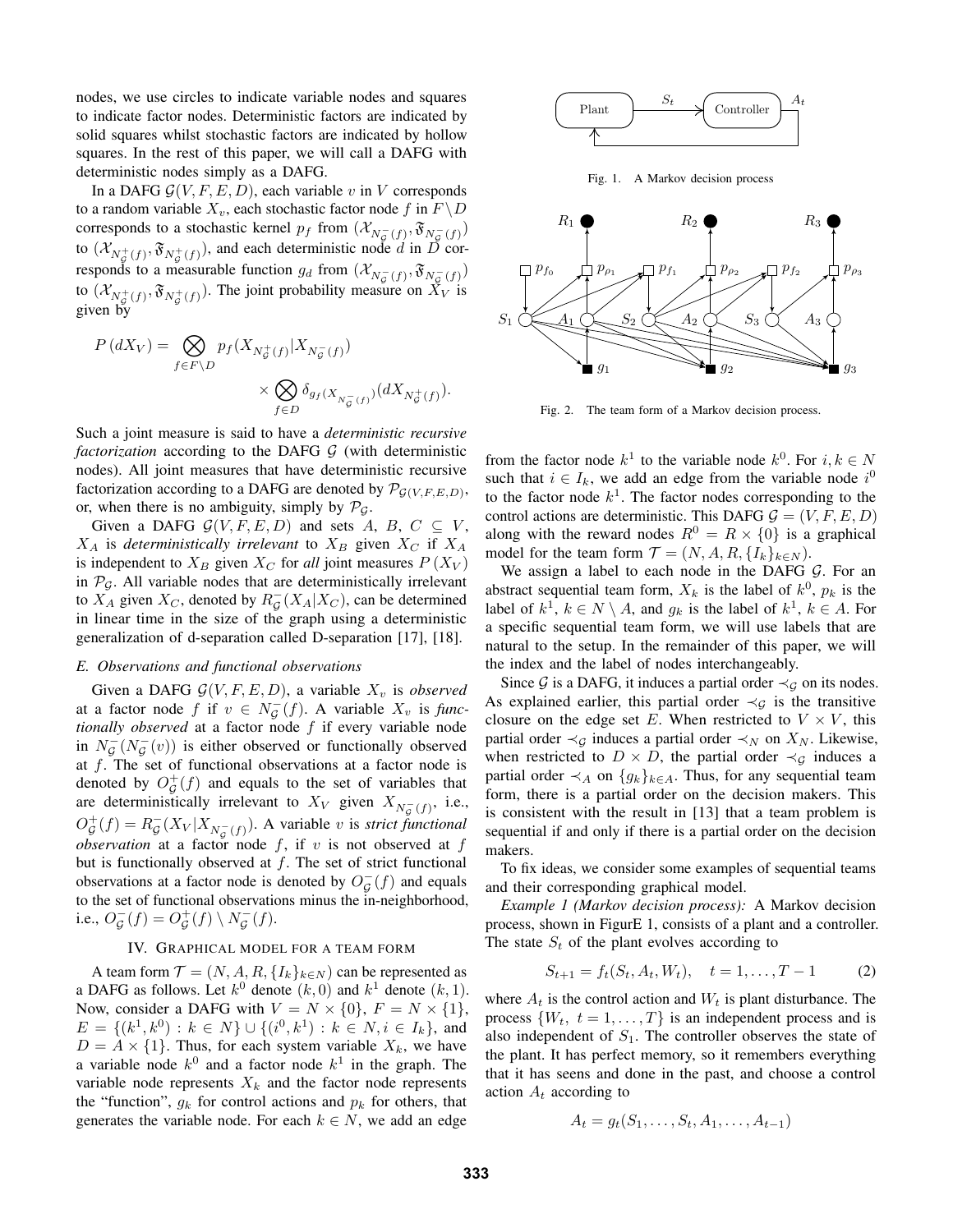nodes, we use circles to indicate variable nodes and squares to indicate factor nodes. Deterministic factors are indicated by solid squares whilst stochastic factors are indicated by hollow squares. In the rest of this paper, we will call a DAFG with deterministic nodes simply as a DAFG.

In a DAFG $\mathcal{G}(V, F, E, D)$, each variable $v$ in $V$ corresponds to a random variable $X_v$, each stochastic factor node $f$ in $F \setminus D$ corresponds to a stochastic kernel $p_f$ from $(\mathcal{X}_{N^-_{\mathcal{G}}(f)}, \mathfrak{F}_{N^-_{\mathcal{G}}(f)})$ to $(\mathcal{X}_{N^+_{\mathcal{G}}(f)}, \mathfrak{F}_{N^+_{\mathcal{G}}(f)})$, and each deterministic node $d$ in $D$ corresponds to a measurable function $g_d$ from $(\mathcal{X}_{N^-_{\mathcal{G}}(f)}, \mathfrak{F}_{N^-_{\mathcal{G}}(f)})$ to $(\mathcal{X}_{N^+_{\mathcal{G}}(f)}, \mathfrak{F}_{N^+_{\mathcal{G}}(f)})$. The joint probability measure on $X_V$ is given by

$$P\left(dX_V\right) = \bigotimes_{f \in F \setminus D} p_f(X_{N^+_{\mathcal{G}}(f)} | X_{N^-_{\mathcal{G}}(f)}) \times \bigotimes_{f \in D} \delta_{g_f(X_{N^-_{\mathcal{G}}(f)})}(dX_{N^+_{\mathcal{G}}(f)}).$$

Such a joint measure is said to have a *deterministic recursive factorization* according to the DAFG $\mathcal{G}$ (with deterministic nodes). All joint measures that have deterministic recursive factorization according to a DAFG are denoted by $\mathcal{P}_{\mathcal{G}(V,F,E,D)}$, or, when there is no ambiguity, simply by $\mathcal{P}_{\mathcal{G}}$.

Given a DAFG $\mathcal{G}(V, F, E, D)$ and sets $A$, $B$, $C \subseteq V$, $X_A$ is *deterministically irrelevant* to $X_B$ given $X_C$ if $X_A$ is independent to $X_B$ given $X_C$ for *all* joint measures $P\left(X_V\right)$ in $\mathcal{P}_{\mathcal{G}}$. All variable nodes that are deterministically irrelevant to $X_A$ given $X_C$, denoted by $R^-_{\mathcal{G}}(X_A | X_C)$, can be determined in linear time in the size of the graph using a deterministic generalization of d-separation called D-separation [17], [18].

### *E. Observations and functional observations*

Given a DAFG $\mathcal{G}(V, F, E, D)$, a variable $X_v$ is *observed* at a factor node $f$ if $v \in N^-_{\mathcal{G}}(f)$. A variable $X_v$ is *functionally observed* at a factor node $f$ if every variable node in $N^-_{\mathcal{G}}(N^-_{\mathcal{G}}(v))$ is either observed or functionally observed at $f$. The set of functional observations at a factor node is denoted by $O^+_{\mathcal{G}}(f)$ and equals to the set of variables that are deterministically irrelevant to $X_V$ given $X_{N^-_{\mathcal{G}}(f)}$, i.e., $O^+_{\mathcal{G}}(f) = R^-_{\mathcal{G}}(X_V | X_{N^-_{\mathcal{G}}(f)})$. A variable $v$ is *strict functional observation* at a factor node $f$, if $v$ is not observed at $f$ but is functionally observed at $f$. The set of strict functional observations at a factor node is denoted by $O^-_{\mathcal{G}}(f)$ and equals to the set of functional observations minus the in-neighborhood, i.e., $O^-_{\mathcal{G}}(f) = O^+_{\mathcal{G}}(f) \setminus N^-_{\mathcal{G}}(f)$.

## IV. Graphical model for a team form

A team form $\mathcal{T} = (N, A, R, \{I_k\}_{k \in N})$ can be represented as a DAFG as follows. Let $k^0$ denote $(k, 0)$ and $k^1$ denote $(k, 1)$. Now, consider a DAFG with $V = N \times \{0\}$, $F = N \times \{1\}$, $E = \{(k^1, k^0) : k \in N\} \cup \{(i^0, k^1) : k \in N, i \in I_k\}$, and $D = A \times \{1\}$. Thus, for each system variable $X_k$, we have a variable node $k^0$ and a factor node $k^1$ in the graph. The variable node represents $X_k$ and the factor node represents the "function", $g_k$ for control actions and $p_k$ for others, that generates the variable node. For each $k \in N$, we add an edge from the factor node $k^1$ to the variable node $k^0$. For $i, k \in N$ such that $i \in I_k$, we add an edge from the variable node $i^0$ to the factor node $k^1$. The factor nodes corresponding to the control actions are deterministic. This DAFG $\mathcal{G} = (V, F, E, D)$ along with the reward nodes $R^0 = R \times \{0\}$ is a graphical model for the team form $\mathcal{T} = (N, A, R, \{I_k\}_{k \in N})$.

We assign a label to each node in the DAFG $\mathcal{G}$. For an abstract sequential team form, $X_k$ is the label of $k^0$, $p_k$ is the label of $k^1$, $k \in N \setminus A$, and $g_k$ is the label of $k^1$, $k \in A$. For a specific sequential team form, we will use labels that are natural to the setup. In the remainder of this paper, we will the index and the label of nodes interchangeably.

Since $\mathcal{G}$ is a DAFG, it induces a partial order $\prec_{\mathcal{G}}$ on its nodes. As explained earlier, this partial order $\prec_{\mathcal{G}}$ is the transitive closure on the edge set $E$. When restricted to $V \times V$, this partial order $\prec_{\mathcal{G}}$ induces a partial order $\prec_N$ on $X_N$. Likewise, when restricted to $D \times D$, the partial order $\prec_{\mathcal{G}}$ induces a partial order $\prec_A$ on $\{g_k\}_{k \in A}$. Thus, for any sequential team form, there is a partial order on the decision makers. This is consistent with the result in [13] that a team problem is sequential if and only if there is a partial order on the decision makers.

To fix ideas, we consider some examples of sequential teams and their corresponding graphical model.

*Example 1 (Markov decision process):* A Markov decision process, shown in FigurE 1, consists of a plant and a controller. The state $S_t$ of the plant evolves according to

$$S_{t+1} = f_t(S_t, A_t, W_t), \quad t = 1, \dots, T-1 \tag{2}$$

where $A_t$ is the control action and $W_t$ is plant disturbance. The process $\{W_t,\ t = 1, \dots, T\}$ is an independent process and is also independent of $S_1$. The controller observes the state of the plant. It has perfect memory, so it remembers everything that it has seens and done in the past, and choose a control action $A_t$ according to

$$A_t = g_t(S_1, \dots, S_t, A_1, \dots, A_{t-1})$$

Fig. 1. A Markov decision process

Fig. 2. The team form of a Markov decision process.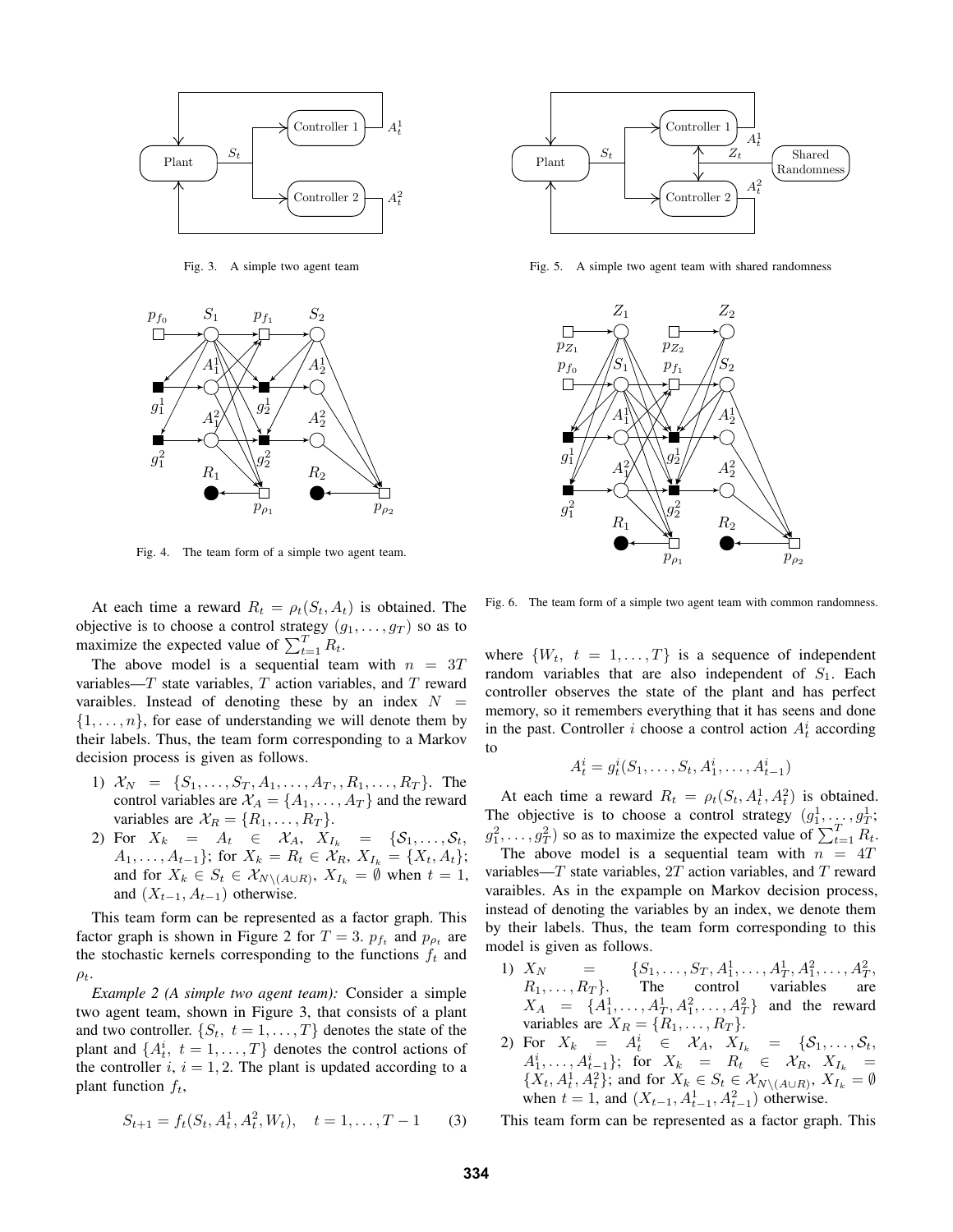Fig. 3. A simple two agent team

Fig. 4. The team form of a simple two agent team.

At each time a reward $R_t = \rho_t(S_t, A_t)$ is obtained. The objective is to choose a control strategy $(g_1, \dots, g_T)$ so as to maximize the expected value of $\sum_{t=1}^{T} R_t$.

The above model is a sequential team with $n = 3T$ variables—$T$ state variables, $T$ action variables, and $T$ reward varaibles. Instead of denoting these by an index $N = \{1, \dots, n\}$, for ease of understanding we will denote them by their labels. Thus, the team form corresponding to a Markov decision process is given as follows.

1) $\mathcal{X}_N = \{S_1, \dots, S_T, A_1, \dots, A_T, R_1, \dots, R_T\}$. The control variables are $\mathcal{X}_A = \{A_1, \dots, A_T\}$ and the reward variables are $\mathcal{X}_R = \{R_1, \dots, R_T\}$.
2) For $X_k = A_t \in \mathcal{X}_A$, $X_{I_k} = \{\mathcal{S}_1, \dots, \mathcal{S}_t, A_1, \dots, A_{t-1}\}$; for $X_k = R_t \in \mathcal{X}_R$, $X_{I_k} = \{X_t, A_t\}$; and for $X_k \in S_t \in \mathcal{X}_{N \setminus (A \cup R)}$, $X_{I_k} = \emptyset$ when $t = 1$, and $(X_{t-1}, A_{t-1})$ otherwise.

This team form can be represented as a factor graph. This factor graph is shown in Figure 2 for $T = 3$. $p_{f_t}$ and $p_{\rho_t}$ are the stochastic kernels corresponding to the functions $f_t$ and $\rho_t$.

*Example 2 (A simple two agent team):* Consider a simple two agent team, shown in Figure 3, that consists of a plant and two controller. $\{S_t,\ t = 1, \dots, T\}$ denotes the state of the plant and $\{A_t^i,\ t = 1, \dots, T\}$ denotes the control actions of the controller $i$, $i = 1, 2$. The plant is updated according to a plant function $f_t$,

$$S_{t+1} = f_t(S_t, A_t^1, A_t^2, W_t), \quad t = 1, \dots, T-1 \qquad (3)$$

Fig. 5. A simple two agent team with shared randomness

Fig. 6. The team form of a simple two agent team with common randomness.

where $\{W_t,\ t = 1, \dots, T\}$ is a sequence of independent random variables that are also independent of $S_1$. Each controller observes the state of the plant and has perfect memory, so it remembers everything that it has seens and done in the past. Controller $i$ choose a control action $A_t^i$ according to

$$A_t^i = g_t^i(S_1, \dots, S_t, A_1^i, \dots, A_{t-1}^i)$$

At each time a reward $R_t = \rho_t(S_t, A_t^1, A_t^2)$ is obtained. The objective is to choose a control strategy $(g_1^1, \dots, g_T^1;\ g_1^2, \dots, g_T^2)$ so as to maximize the expected value of $\sum_{t=1}^{T} R_t$.

The above model is a sequential team with $n = 4T$ variables—$T$ state variables, $2T$ action variables, and $T$ reward varaibles. As in the expample on Markov decision process, instead of denoting the variables by an index, we denote them by their labels. Thus, the team form corresponding to this model is given as follows.

1) $X_N = \{S_1, \dots, S_T, A_1^1, \dots, A_T^1, A_1^2, \dots, A_T^2, R_1, \dots, R_T\}$. The control variables are $X_A = \{A_1^1, \dots, A_T^1, A_1^2, \dots, A_T^2\}$ and the reward variables are $X_R = \{R_1, \dots, R_T\}$.
2) For $X_k = A_t^i \in \mathcal{X}_A$, $X_{I_k} = \{\mathcal{S}_1, \dots, \mathcal{S}_t, A_1^i, \dots, A_{t-1}^i\}$; for $X_k = R_t \in \mathcal{X}_R$, $X_{I_k} = \{X_t, A_t^1, A_t^2\}$; and for $X_k \in S_t \in \mathcal{X}_{N \setminus (A \cup R)}$, $X_{I_k} = \emptyset$ when $t = 1$, and $(X_{t-1}, A_{t-1}^1, A_{t-1}^2)$ otherwise.

This team form can be represented as a factor graph. This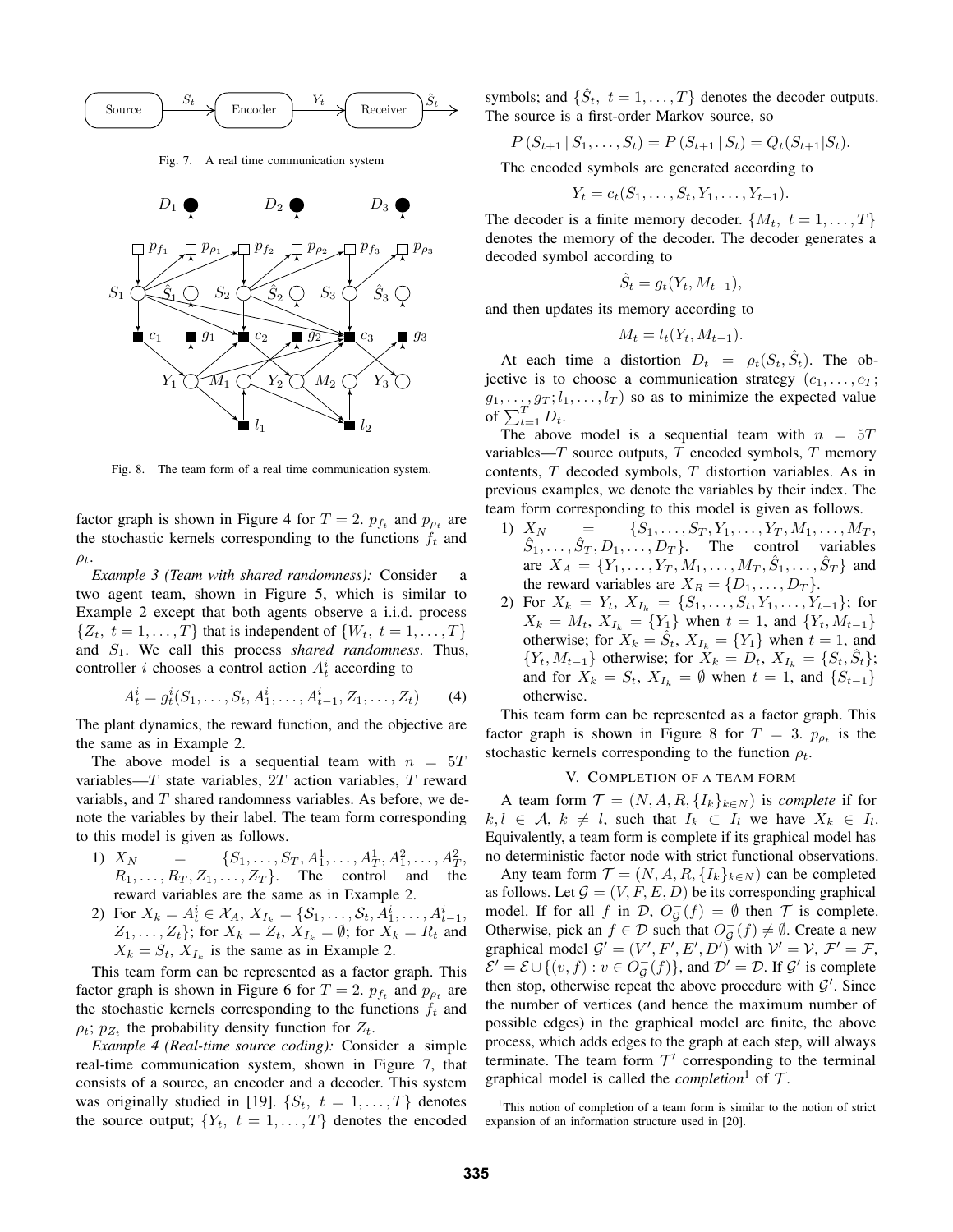Fig. 7. A real time communication system

Fig. 8. The team form of a real time communication system.

factor graph is shown in Figure 4 for $T = 2$. $p_{f_t}$ and $p_{\rho_t}$ are the stochastic kernels corresponding to the functions $f_t$ and $\rho_t$.

*Example 3 (Team with shared randomness):* Consider a two agent team, shown in Figure 5, which is similar to Example 2 except that both agents observe a i.i.d. process $\{Z_t,\ t = 1, \dots, T\}$ that is independent of $\{W_t,\ t = 1, \dots, T\}$ and $S_1$. We call this process *shared randomness*. Thus, controller $i$ chooses a control action $A^i_t$ according to

$$A^i_t = g^i_t(S_1, \dots, S_t, A^i_1, \dots, A^i_{t-1}, Z_1, \dots, Z_t) \qquad (4)$$

The plant dynamics, the reward function, and the objective are the same as in Example 2.

The above model is a sequential team with $n = 5T$ variables—$T$ state variables, $2T$ action variables, $T$ reward variabls, and $T$ shared randomness variables. As before, we denote the variables by their label. The team form corresponding to this model is given as follows.

1) $X_N = \{S_1, \dots, S_T, A^1_1, \dots, A^1_T, A^2_1, \dots, A^2_T, R_1, \dots, R_T, Z_1, \dots, Z_T\}$. The control and the reward variables are the same as in Example 2.
2) For $X_k = A^i_t \in \mathcal{X}_A$, $X_{I_k} = \{S_1, \dots, S_t, A^i_1, \dots, A^i_{t-1}, Z_1, \dots, Z_t\}$; for $X_k = Z_t$, $X_{I_k} = \emptyset$; for $X_k = R_t$ and $X_k = S_t$, $X_{I_k}$ is the same as in Example 2.

This team form can be represented as a factor graph. This factor graph is shown in Figure 6 for $T = 2$. $p_{f_t}$ and $p_{\rho_t}$ are the stochastic kernels corresponding to the functions $f_t$ and $\rho_t$; $p_{Z_t}$ the probability density function for $Z_t$.

*Example 4 (Real-time source coding):* Consider a simple real-time communication system, shown in Figure 7, that consists of a source, an encoder and a decoder. This system was originally studied in [19]. $\{S_t,\ t = 1, \dots, T\}$ denotes the source output; $\{Y_t,\ t = 1, \dots, T\}$ denotes the encoded symbols; and $\{\hat{S}_t,\ t = 1, \dots, T\}$ denotes the decoder outputs. The source is a first-order Markov source, so

$$P(S_{t+1} \mid S_1, \dots, S_t) = P(S_{t+1} \mid S_t) = Q_t(S_{t+1} | S_t).$$

The encoded symbols are generated according to

$$Y_t = c_t(S_1, \dots, S_t, Y_1, \dots, Y_{t-1}).$$

The decoder is a finite memory decoder. $\{M_t,\ t = 1, \dots, T\}$ denotes the memory of the decoder. The decoder generates a decoded symbol according to

$$\hat{S}_t = g_t(Y_t, M_{t-1}),$$

and then updates its memory according to

$$M_t = l_t(Y_t, M_{t-1}).$$

At each time a distortion $D_t = \rho_t(S_t, \hat{S}_t)$. The objective is to choose a communication strategy $(c_1, \dots, c_T; g_1, \dots, g_T; l_1, \dots, l_T)$ so as to minimize the expected value of $\sum_{t=1}^{T} D_t$.

The above model is a sequential team with $n = 5T$ variables—$T$ source outputs, $T$ encoded symbols, $T$ memory contents, $T$ decoded symbols, $T$ distortion variables. As in previous examples, we denote the variables by their index. The team form corresponding to this model is given as follows.

1) $X_N = \{S_1, \dots, S_T, Y_1, \dots, Y_T, M_1, \dots, M_T, \hat{S}_1, \dots, \hat{S}_T, D_1, \dots, D_T\}$. The control variables are $X_A = \{Y_1, \dots, Y_T, M_1, \dots, M_T, \hat{S}_1, \dots, \hat{S}_T\}$ and the reward variables are $X_R = \{D_1, \dots, D_T\}$.
2) For $X_k = Y_t$, $X_{I_k} = \{S_1, \dots, S_t, Y_1, \dots, Y_{t-1}\}$; for $X_k = M_t$, $X_{I_k} = \{Y_1\}$ when $t = 1$, and $\{Y_t, M_{t-1}\}$ otherwise; for $X_k = \hat{S}_t$, $X_{I_k} = \{Y_1\}$ when $t = 1$, and $\{Y_t, M_{t-1}\}$ otherwise; for $X_k = D_t$, $X_{I_k} = \{S_t, \hat{S}_t\}$; and for $X_k = S_t$, $X_{I_k} = \emptyset$ when $t = 1$, and $\{S_{t-1}\}$ otherwise.

This team form can be represented as a factor graph. This factor graph is shown in Figure 8 for $T = 3$. $p_{\rho_t}$ is the stochastic kernels corresponding to the function $\rho_t$.

## V. Completion of a Team Form

A team form $\mathcal{T} = (N, A, R, \{I_k\}_{k \in N})$ is *complete* if for $k, l \in \mathcal{A}$, $k \neq l$, such that $I_k \subset I_l$ we have $X_k \in I_l$. Equivalently, a team form is complete if its graphical model has no deterministic factor node with strict functional observations.

Any team form $\mathcal{T} = (N, A, R, \{I_k\}_{k \in N})$ can be completed as follows. Let $\mathcal{G} = (V, F, E, D)$ be its corresponding graphical model. If for all $f$ in $\mathcal{D}$, $O^-_{\mathcal{G}}(f) = \emptyset$ then $\mathcal{T}$ is complete. Otherwise, pick an $f \in \mathcal{D}$ such that $O^-_{\mathcal{G}}(f) \neq \emptyset$. Create a new graphical model $\mathcal{G}' = (V', F', E', D')$ with $\mathcal{V}' = \mathcal{V}$, $\mathcal{F}' = \mathcal{F}$, $\mathcal{E}' = \mathcal{E} \cup \{(v, f) : v \in O^-_{\mathcal{G}}(f)\}$, and $\mathcal{D}' = \mathcal{D}$. If $\mathcal{G}'$ is complete then stop, otherwise repeat the above procedure with $\mathcal{G}'$. Since the number of vertices (and hence the maximum number of possible edges) in the graphical model are finite, the above process, which adds edges to the graph at each step, will always terminate. The team form $\mathcal{T}'$ corresponding to the terminal graphical model is called the *completion*[1] of $\mathcal{T}$.

[1] This notion of completion of a team form is similar to the notion of strict expansion of an information structure used in [20].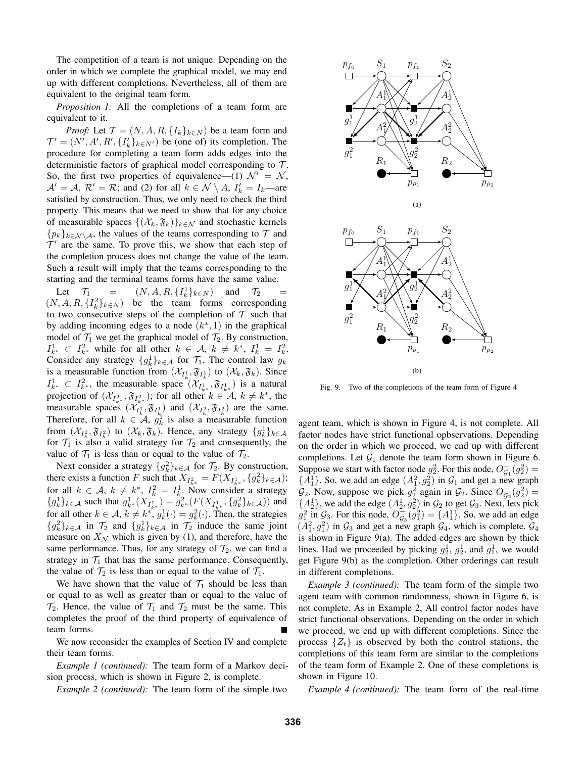The competition of a team is not unique. Depending on the order in which we complete the graphical model, we may end up with different completions. Nevertheless, all of them are equivalent to the original team form.

*Proposition 1:* All the completions of a team form are equivalent to it.

*Proof:* Let $\mathcal{T} = (N, A, R, \{I_k\}_{k\in N})$ be a team form and $\mathcal{T}' = (N', A', R', \{I'_k\}_{k\in N'})$ be (one of) its completion. The procedure for completing a team form adds edges into the deterministic factors of graphical model corresponding to $\mathcal{T}$. So, the first two properties of equivalence—(1) $\mathcal{N}' = \mathcal{N}$, $\mathcal{A}' = \mathcal{A}$, $\mathcal{R}' = \mathcal{R}$; and (2) for all $k \in \mathcal{N} \setminus A$, $I'_k = I_k$—are satisfied by construction. Thus, we only need to check the third property. This means that we need to show that for any choice of measurable spaces $\{(\mathcal{X}_k, \mathfrak{F}_k)\}_{k\in\mathcal{N}}$ and stochastic kernels $\{p_k\}_{k\in\mathcal{N}\setminus\mathcal{A}}$, the values of the teams corresponding to $\mathcal{T}$ and $\mathcal{T}'$ are the same. To prove this, we show that each step of the completion process does not change the value of the team. Such a result will imply that the teams corresponding to the starting and the terminal teams forms have the same value.

Let $\mathcal{T}_1 = (N, A, R, \{I^1_k\}_{k\in N})$ and $\mathcal{T}_2 = (N, A, R, \{I^2_k\}_{k\in N})$ be the team forms corresponding to two consecutive steps of the completion of $\mathcal{T}$ such that by adding incoming edges to a node $(k^*, 1)$ in the graphical model of $\mathcal{T}_1$ we get the graphical model of $\mathcal{T}_2$. By construction, $I^1_{k^*} \subset I^2_{k^*}$ while for all other $k \in \mathcal{A}$, $k \neq k^*$, $I^1_k = I^2_k$. Consider any strategy $\{g^1_k\}_{k\in\mathcal{A}}$ for $\mathcal{T}_1$. The control law $g_k$ is a measurable function from $(\mathcal{X}_{I^1_k}, \mathfrak{F}_{I^1_k})$ to $(\mathcal{X}_k, \mathfrak{F}_k)$. Since $I^1_{k^*} \subset I^2_{k^*}$, the measurable space $(\mathcal{X}_{I^1_{k^*}}, \mathfrak{F}_{I^1_{k^*}})$ is a natural projection of $(\mathcal{X}_{I^2_{k^*}}, \mathfrak{F}_{I^2_{k^*}})$; for all other $k \in \mathcal{A}$, $k \neq k^*$, the measurable spaces $(\mathcal{X}_{I^1_k}, \mathfrak{F}_{I^1_k})$ and $(\mathcal{X}_{I^2_k}, \mathfrak{F}_{I^2_k})$ are the same. Therefore, for all $k \in \mathcal{A}$, $g^1_k$ is also a measurable function from $(\mathcal{X}_{I^2_k}, \mathfrak{F}_{I^2_k})$ to $(\mathcal{X}_k, \mathfrak{F}_k)$. Hence, any strategy $\{g^1_k\}_{k\in\mathcal{A}}$ for $\mathcal{T}_1$ is also a valid strategy for $\mathcal{T}_2$ and consequently, the value of $\mathcal{T}_1$ is less than or equal to the value of $\mathcal{T}_2$.

Next consider a strategy $\{g^2_k\}_{k\in\mathcal{A}}$ for $\mathcal{T}_2$. By construction, there exists a function $F$ such that $X_{I^2_{k^*}} = F(X_{I^1_{k^*}}, \{g^2_k\}_{k\in\mathcal{A}})$; for all $k \in \mathcal{A}$, $k \neq k^*$, $I^2_k = I^1_k$. Now consider a strategy $\{g^1_k\}_{k\in\mathcal{A}}$ such that $g^1_{k^*}(X_{I^1_{k^*}}) = g^2_{k^*}(F(X_{I^1_{k^*}}, \{g^2_k\}_{k\in\mathcal{A}}))$ and for all other $k \in \mathcal{A}$, $k \neq k^*$, $g^1_k(\cdot) = g^2_k(\cdot)$. Then, the strategies $\{g^2_k\}_{k\in\mathcal{A}}$ in $\mathcal{T}_2$ and $\{g^1_k\}_{k\in\mathcal{A}}$ in $\mathcal{T}_2$ induce the same joint measure on $X_{\mathcal{N}}$ which is given by (1), and therefore, have the same performance. Thus, for any strategy of $\mathcal{T}_2$, we can find a strategy in $\mathcal{T}_1$ that has the same performance. Consequently, the value of $\mathcal{T}_2$ is less than or equal to the value of $\mathcal{T}_1$.

We have shown that the value of $\mathcal{T}_1$ should be less than or equal to as well as greater than or equal to the value of $\mathcal{T}_2$. Hence, the value of $\mathcal{T}_1$ and $\mathcal{T}_2$ must be the same. This completes the proof of the third property of equivalence of team forms. ∎

We now reconsider the examples of Section IV and complete their team forms.

*Example 1 (continued):* The team form of a Markov decision process, which is shown in Figure 2, is complete.

*Example 2 (continued):* The team form of the simple two agent team, which is shown in Figure 4, is not complete. All factor nodes have strict functional opbservations. Depending on the order in which we proceed, we end up with different completions. Let $\mathcal{G}_1$ denote the team form shown in Figure 6. Suppose we start with factor node $g^2_2$. For this node, $O^-_{\mathcal{G}_1}(g^2_2) = \{A^1_1\}$. So, we add an edge $(A^2_1, g^2_2)$ in $\mathcal{G}_1$ and get a new graph $\mathcal{G}_2$. Now, suppose we pick $g^2_2$ again in $\mathcal{G}_2$. Since $O^-_{\mathcal{G}_2}(g^2_2) = \{A^1_2\}$, we add the edge $(A^1_2, g^2_2)$ in $\mathcal{G}_2$ to get $\mathcal{G}_3$. Next, lets pick $g^2_1$ in $\mathcal{G}_3$. For this node, $O^-_{\mathcal{G}_3}(g^2_1) = \{A^1_1\}$. So, we add an edge $(A^2_1, g^1_1)$ in $\mathcal{G}_3$ and get a new graph $\mathcal{G}_4$, which is complete. $\mathcal{G}_4$ is shown in Figure 9(a). The added edges are shown by thick lines. Had we proceeded by picking $g^1_2$, $g^1_2$, and $g^1_1$, we would get Figure 9(b) as the completion. Other orderings can result in different completions.

Fig. 9. Two of the completions of the team form of Figure 4

*Example 3 (continued):* The team form of the simple two agent team with common randomness, shown in Figure 6, is not complete. As in Example 2, All control factor nodes have strict functional observations. Depending on the order in which we proceed, we end up with different completions. Since the process $\{Z_t\}$ is observed by both the control stations, the completions of this team form are similar to the completions of the team form of Example 2. One of these completions is shown in Figure 10.

*Example 4 (continued):* The team form of the real-time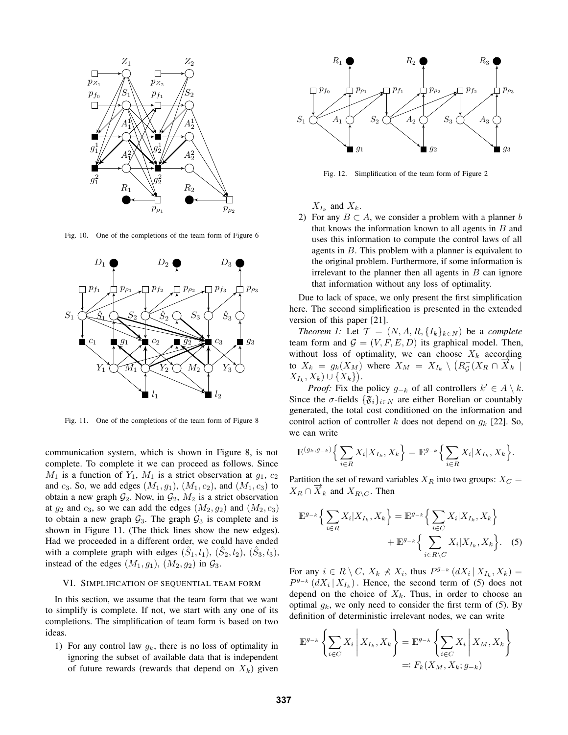Fig. 10. One of the completions of the team form of Figure 6

Fig. 11. One of the completions of the team form of Figure 8

communication system, which is shown in Figure 8, is not complete. To complete it we can proceed as follows. Since $M_1$ is a function of $Y_1$, $M_1$ is a strict observation at $g_1$, $c_2$ and $c_3$. So, we add edges $(M_1, g_1)$, $(M_1, c_2)$, and $(M_1, c_3)$ to obtain a new graph $\mathcal{G}_2$. Now, in $\mathcal{G}_2$, $M_2$ is a strict observation at $g_2$ and $c_3$, so we can add the edges $(M_2, g_2)$ and $(M_2, c_3)$ to obtain a new graph $\mathcal{G}_3$. The graph $\mathcal{G}_3$ is complete and is shown in Figure 11. (The thick lines show the new edges). Had we proceeded in a different order, we could have ended with a complete graph with edges $(\hat{S}_1, l_1)$, $(\hat{S}_2, l_2)$, $(\hat{S}_3, l_3)$, instead of the edges $(M_1, g_1)$, $(M_2, g_2)$ in $\mathcal{G}_3$.

## VI. Simplification of sequential team form

In this section, we assume that the team form that we want to simplify is complete. If not, we start with any one of its completions. The simplification of team form is based on two ideas.

1. For any control law $g_k$, there is no loss of optimality in ignoring the subset of available data that is independent of future rewards (rewards that depend on $X_k$) given $X_{I_k}$ and $X_k$.
2. For any $B \subset A$, we consider a problem with a planner $b$ that knows the information known to all agents in $B$ and uses this information to compute the control laws of all agents in $B$. This problem with a planner is equivalent to the original problem. Furthermore, if some information is irrelevant to the planner then all agents in $B$ can ignore that information without any loss of optimality.

Fig. 12. Simplification of the team form of Figure 2

Due to lack of space, we only present the first simplification here. The second simplification is presented in the extended version of this paper [21].

*Theorem 1:* Let $\mathcal{T} = (N, A, R, \{I_k\}_{k \in N})$ be a *complete* team form and $\mathcal{G} = (V, F, E, D)$ its graphical model. Then, without loss of optimality, we can choose $X_k$ according to $X_k = g_k(X_M)$ where $X_M = X_{I_k} \setminus \big(R^-_{\mathcal{G}}(X_R \cap \overrightarrow{X}_k \mid X_{I_k}, X_k) \cup \{X_k\}\big)$.

*Proof:* Fix the policy $g_{-k}$ of all controllers $k' \in A \setminus k$. Since the $\sigma$-fields $\{\mathfrak{F}_i\}_{i \in N}$ are either Borelian or countably generated, the total cost conditioned on the information and control action of controller $k$ does not depend on $g_k$ [22]. So, we can write

$$\mathbb{E}^{(g_k, g_{-k})}\Big\{\sum_{i \in R} X_i | X_{I_k}, X_k\Big\} = \mathbb{E}^{g_{-k}}\Big\{\sum_{i \in R} X_i | X_{I_k}, X_k\Big\}.$$

Partition the set of reward variables $X_R$ into two groups: $X_C = X_R \cap \overrightarrow{X}_k$ and $X_{R \setminus C}$. Then

$$\mathbb{E}^{g_{-k}}\Big\{\sum_{i \in R} X_i | X_{I_k}, X_k\Big\} = \mathbb{E}^{g_{-k}}\Big\{\sum_{i \in C} X_i | X_{I_k}, X_k\Big\} + \mathbb{E}^{g_{-k}}\Big\{\sum_{i \in R \setminus C} X_i | X_{I_k}, X_k\Big\}. \quad (5)$$

For any $i \in R \setminus C$, $X_k \not\prec X_i$, thus $P^{g_{-k}}(dX_i \mid X_{I_k}, X_k) = P^{g_{-k}}(dX_i \mid X_{I_k})$. Hence, the second term of (5) does not depend on the choice of $X_k$. Thus, in order to choose an optimal $g_k$, we only need to consider the first term of (5). By definition of deterministic irrelevant nodes, we can write

$$\mathbb{E}^{g_{-k}}\left\{\sum_{i \in C} X_i \,\middle|\, X_{I_k}, X_k\right\} = \mathbb{E}^{g_{-k}}\left\{\sum_{i \in C} X_i \,\middle|\, X_M, X_k\right\} =: F_k(X_M, X_k; g_{-k})$$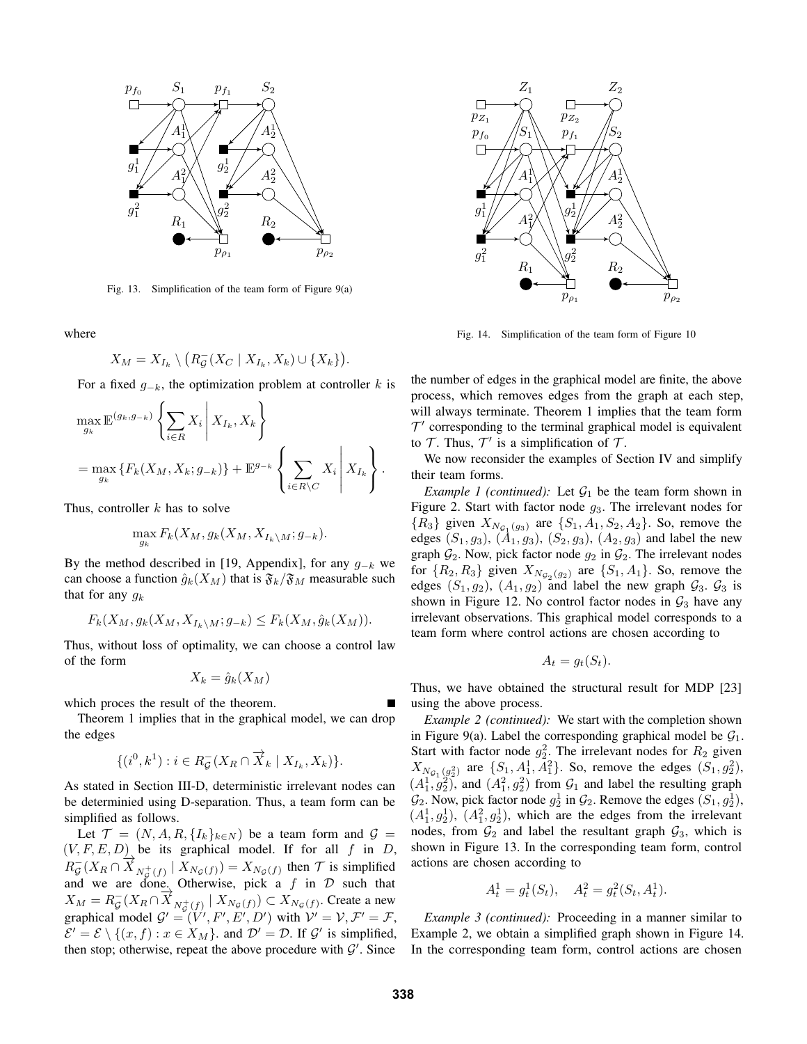Fig. 13. Simplification of the team form of Figure 9(a)

where

$$X_M = X_{I_k} \setminus \big(R^-_{\mathcal{G}}(X_C \mid X_{I_k}, X_k) \cup \{X_k\}\big).$$

For a fixed $g_{-k}$, the optimization problem at controller $k$ is

$$\max_{g_k} \mathbb{E}^{(g_k, g_{-k})}\left\{ \sum_{i \in R} X_i \,\middle|\, X_{I_k}, X_k \right\}$$

$$= \max_{g_k} \{F_k(X_M, X_k; g_{-k})\} + \mathbb{E}^{g_{-k}}\left\{ \sum_{i \in R \setminus C} X_i \,\middle|\, X_{I_k} \right\}.$$

Thus, controller $k$ has to solve

$$\max_{g_k} F_k(X_M, g_k(X_M, X_{I_k \setminus M}; g_{-k}).$$

By the method described in [19, Appendix], for any $g_{-k}$ we can choose a function $\hat{g}_k(X_M)$ that is $\mathfrak{F}_k/\mathfrak{F}_M$ measurable such that for any $g_k$

$$F_k(X_M, g_k(X_M, X_{I_k \setminus M}; g_{-k}) \leq F_k(X_M, \hat{g}_k(X_M)).$$

Thus, without loss of optimality, we can choose a control law of the form

$$X_k = \hat{g}_k(X_M)$$

which proces the result of the theorem. ■

Theorem 1 implies that in the graphical model, we can drop the edges

$$\{(i^0, k^1) : i \in R^-_{\mathcal{G}}(X_R \cap \overrightarrow{X}_k \mid X_{I_k}, X_k)\}.$$

As stated in Section III-D, deterministic irrelevant nodes can be determinied using D-separation. Thus, a team form can be simplified as follows.

Let $\mathcal{T} = (N, A, R, \{I_k\}_{k \in N})$ be a team form and $\mathcal{G} = (V, F, E, D)$ be its graphical model. If for all $f$ in $D$, $R^-_{\mathcal{G}}(X_R \cap \overrightarrow{X}_{N^+_{\mathcal{G}}(f)} \mid X_{N_{\mathcal{G}}(f)}) = X_{N_{\mathcal{G}}(f)}$ then $\mathcal{T}$ is simplified and we are done. Otherwise, pick a $f$ in $\mathcal{D}$ such that $X_M = R^-_{\mathcal{G}}(X_R \cap \overrightarrow{X}_{N^+_{\mathcal{G}}(f)} \mid X_{N_{\mathcal{G}}(f)}) \subset X_{N_{\mathcal{G}}(f)}$. Create a new graphical model $\mathcal{G}' = (V', F', E', D')$ with $\mathcal{V}' = \mathcal{V}, \mathcal{F}' = \mathcal{F}$, $\mathcal{E}' = \mathcal{E} \setminus \{(x, f) : x \in X_M\}$. and $\mathcal{D}' = \mathcal{D}$. If $\mathcal{G}'$ is simplified, then stop; otherwise, repeat the above procedure with $\mathcal{G}'$. Since the number of edges in the graphical model are finite, the above process, which removes edges from the graph at each step, will always terminate. Theorem 1 implies that the team form $\mathcal{T}'$ corresponding to the terminal graphical model is equivalent to $\mathcal{T}$. Thus, $\mathcal{T}'$ is a simplification of $\mathcal{T}$.

Fig. 14. Simplification of the team form of Figure 10

We now reconsider the examples of Section IV and simplify their team forms.

*Example 1 (continued):* Let $\mathcal{G}_1$ be the team form shown in Figure 2. Start with factor node $g_3$. The irrelevant nodes for $\{R_3\}$ given $X_{N_{\mathcal{G}_1}(g_3)}$ are $\{S_1, A_1, S_2, A_2\}$. So, remove the edges $(S_1, g_3)$, $(A_1, g_3)$, $(S_2, g_3)$, $(A_2, g_3)$ and label the new graph $\mathcal{G}_2$. Now, pick factor node $g_2$ in $\mathcal{G}_2$. The irrelevant nodes for $\{R_2, R_3\}$ given $X_{N_{\mathcal{G}_2}(g_2)}$ are $\{S_1, A_1\}$. So, remove the edges $(S_1, g_2)$, $(A_1, g_2)$ and label the new graph $\mathcal{G}_3$. $\mathcal{G}_3$ is shown in Figure 12. No control factor nodes in $\mathcal{G}_3$ have any irrelevant observations. This graphical model corresponds to a team form where control actions are chosen according to

$$A_t = g_t(S_t).$$

Thus, we have obtained the structural result for MDP [23] using the above process.

*Example 2 (continued):* We start with the completion shown in Figure 9(a). Label the corresponding graphical model be $\mathcal{G}_1$. Start with factor node $g^2_2$. The irrelevant nodes for $R_2$ given $X_{N_{\mathcal{G}_1}(g^2_2)}$ are $\{S_1, A^1_1, A^2_1\}$. So, remove the edges $(S_1, g^2_2)$, $(A^1_1, g^2_2)$, and $(A^2_1, g^2_2)$ from $\mathcal{G}_1$ and label the resulting graph $\mathcal{G}_2$. Now, pick factor node $g^1_2$ in $\mathcal{G}_2$. Remove the edges $(S_1, g^1_2)$, $(A^1_1, g^1_2)$, $(A^2_1, g^1_2)$, which are the edges from the irrelevant nodes, from $\mathcal{G}_2$ and label the resultant graph $\mathcal{G}_3$, which is shown in Figure 13. In the corresponding team form, control actions are chosen according to

$$A^1_t = g^1_t(S_t), \quad A^2_t = g^2_t(S_t, A^1_t).$$

*Example 3 (continued):* Proceeding in a manner similar to Example 2, we obtain a simplified graph shown in Figure 14. In the corresponding team form, control actions are chosen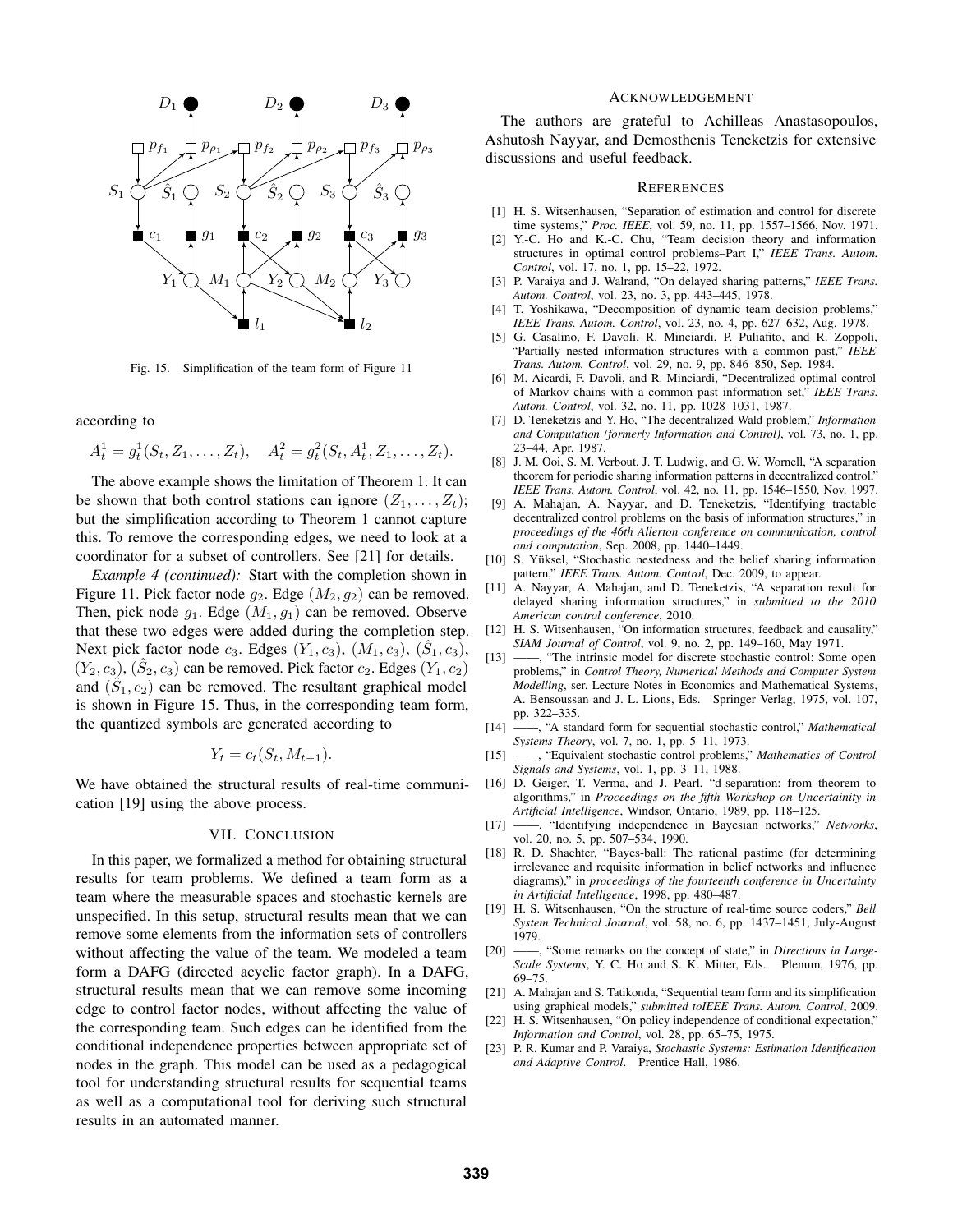Fig. 15. Simplification of the team form of Figure 11

according to

$$A_t^1 = g_t^1(S_t, Z_1, \ldots, Z_t), \quad A_t^2 = g_t^2(S_t, A_t^1, Z_1, \ldots, Z_t).$$

The above example shows the limitation of Theorem 1. It can be shown that both control stations can ignore $(Z_1, \ldots, Z_t)$; but the simplification according to Theorem 1 cannot capture this. To remove the corresponding edges, we need to look at a coordinator for a subset of controllers. See [21] for details.

*Example 4 (continued):* Start with the completion shown in Figure 11. Pick factor node $g_2$. Edge $(M_2, g_2)$ can be removed. Then, pick node $g_1$. Edge $(M_1, g_1)$ can be removed. Observe that these two edges were added during the completion step. Next pick factor node $c_3$. Edges $(Y_1, c_3)$, $(M_1, c_3)$, $(\hat{S}_1, c_3)$, $(Y_2, c_3)$, $(\hat{S}_2, c_3)$ can be removed. Pick factor $c_2$. Edges $(Y_1, c_2)$ and $(\hat{S}_1, c_2)$ can be removed. The resultant graphical model is shown in Figure 15. Thus, in the corresponding team form, the quantized symbols are generated according to

$$Y_t = c_t(S_t, M_{t-1}).$$

We have obtained the structural results of real-time communication [19] using the above process.

## VII. Conclusion

In this paper, we formalized a method for obtaining structural results for team problems. We defined a team form as a team where the measurable spaces and stochastic kernels are unspecified. In this setup, structural results mean that we can remove some elements from the information sets of controllers without affecting the value of the team. We modeled a team form a DAFG (directed acyclic factor graph). In a DAFG, structural results mean that we can remove some incoming edge to control factor nodes, without affecting the value of the corresponding team. Such edges can be identified from the conditional independence properties between appropriate set of nodes in the graph. This model can be used as a pedagogical tool for understanding structural results for sequential teams as well as a computational tool for deriving such structural results in an automated manner.

## Acknowledgement

The authors are grateful to Achilleas Anastasopoulos, Ashutosh Nayyar, and Demosthenis Teneketzis for extensive discussions and useful feedback.

## References

[1] H. S. Witsenhausen, "Separation of estimation and control for discrete time systems," *Proc. IEEE*, vol. 59, no. 11, pp. 1557–1566, Nov. 1971.

[2] Y.-C. Ho and K.-C. Chu, "Team decision theory and information structures in optimal control problems–Part I," *IEEE Trans. Autom. Control*, vol. 17, no. 1, pp. 15–22, 1972.

[3] P. Varaiya and J. Walrand, "On delayed sharing patterns," *IEEE Trans. Autom. Control*, vol. 23, no. 3, pp. 443–445, 1978.

[4] T. Yoshikawa, "Decomposition of dynamic team decision problems," *IEEE Trans. Autom. Control*, vol. 23, no. 4, pp. 627–632, Aug. 1978.

[5] G. Casalino, F. Davoli, R. Minciardi, P. Puliafito, and R. Zoppoli, "Partially nested information structures with a common past," *IEEE Trans. Autom. Control*, vol. 29, no. 9, pp. 846–850, Sep. 1984.

[6] M. Aicardi, F. Davoli, and R. Minciardi, "Decentralized optimal control of Markov chains with a common past information set," *IEEE Trans. Autom. Control*, vol. 32, no. 11, pp. 1028–1031, 1987.

[7] D. Teneketzis and Y. Ho, "The decentralized Wald problem," *Information and Computation (formerly Information and Control)*, vol. 73, no. 1, pp. 23–44, Apr. 1987.

[8] J. M. Ooi, S. M. Verbout, J. T. Ludwig, and G. W. Wornell, "A separation theorem for periodic sharing information patterns in decentralized control," *IEEE Trans. Autom. Control*, vol. 42, no. 11, pp. 1546–1550, Nov. 1997.

[9] A. Mahajan, A. Nayyar, and D. Teneketzis, "Identifying tractable decentralized control problems on the basis of information structures," in *proceedings of the 46th Allerton conference on communication, control and computation*, Sep. 2008, pp. 1440–1449.

[10] S. Yüksel, "Stochastic nestedness and the belief sharing information pattern," *IEEE Trans. Autom. Control*, Dec. 2009, to appear.

[11] A. Nayyar, A. Mahajan, and D. Teneketzis, "A separation result for delayed sharing information structures," in *submitted to the 2010 American control conference*, 2010.

[12] H. S. Witsenhausen, "On information structures, feedback and causality," *SIAM Journal of Control*, vol. 9, no. 2, pp. 149–160, May 1971.

[13] ——, "The intrinsic model for discrete stochastic control: Some open problems," in *Control Theory, Numerical Methods and Computer System Modelling*, ser. Lecture Notes in Economics and Mathematical Systems, A. Bensoussan and J. L. Lions, Eds. Springer Verlag, 1975, vol. 107, pp. 322–335.

[14] ——, "A standard form for sequential stochastic control," *Mathematical Systems Theory*, vol. 7, no. 1, pp. 5–11, 1973.

[15] ——, "Equivalent stochastic control problems," *Mathematics of Control Signals and Systems*, vol. 1, pp. 3–11, 1988.

[16] D. Geiger, T. Verma, and J. Pearl, "d-separation: from theorem to algorithms," in *Proceedings on the fifth Workshop on Uncertainity in Artificial Intelligence*, Windsor, Ontario, 1989, pp. 118–125.

[17] ——, "Identifying independence in Bayesian networks," *Networks*, vol. 20, no. 5, pp. 507–534, 1990.

[18] R. D. Shachter, "Bayes-ball: The rational pastime (for determining irrelevance and requisite information in belief networks and influence diagrams)," in *proceedings of the fourteenth conference in Uncertainty in Artificial Intelligence*, 1998, pp. 480–487.

[19] H. S. Witsenhausen, "On the structure of real-time source coders," *Bell System Technical Journal*, vol. 58, no. 6, pp. 1437–1451, July-August 1979.

[20] ——, "Some remarks on the concept of state," in *Directions in Large-Scale Systems*, Y. C. Ho and S. K. Mitter, Eds. Plenum, 1976, pp. 69–75.

[21] A. Mahajan and S. Tatikonda, "Sequential team form and its simplification using graphical models," *submitted toIEEE Trans. Autom. Control*, 2009.

[22] H. S. Witsenhausen, "On policy independence of conditional expectation," *Information and Control*, vol. 28, pp. 65–75, 1975.

[23] P. R. Kumar and P. Varaiya, *Stochastic Systems: Estimation Identification and Adaptive Control*. Prentice Hall, 1986.